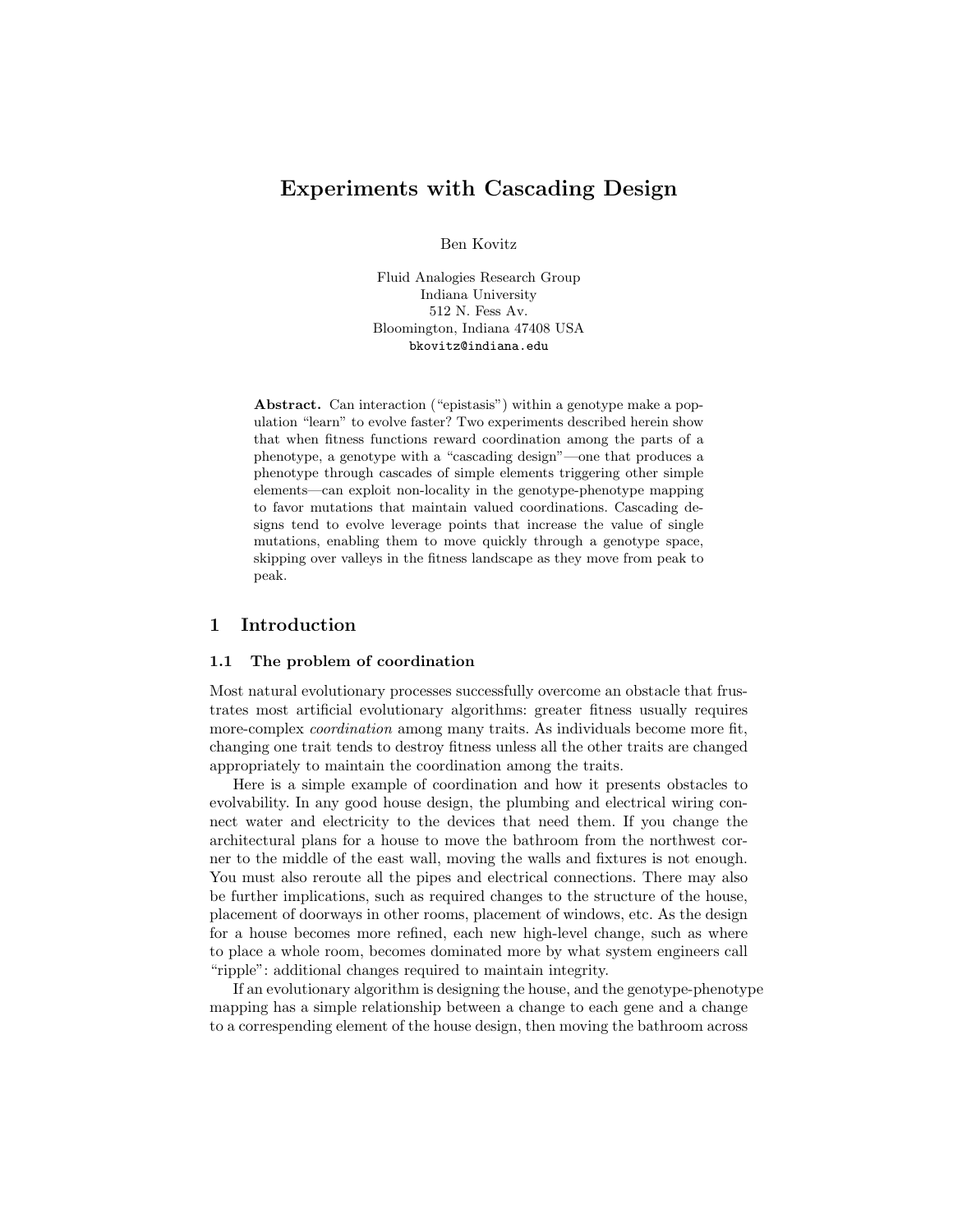# Experiments with Cascading Design

Ben Kovitz

Fluid Analogies Research Group
Indiana University
512 N. Fess Av.
Bloomington, Indiana 47408 USA
`bkovitz@indiana.edu`

**Abstract.** Can interaction ("epistasis") within a genotype make a population "learn" to evolve faster? Two experiments described herein show that when fitness functions reward coordination among the parts of a phenotype, a genotype with a "cascading design"—one that produces a phenotype through cascades of simple elements triggering other simple elements—can exploit non-locality in the genotype-phenotype mapping to favor mutations that maintain valued coordinations. Cascading designs tend to evolve leverage points that increase the value of single mutations, enabling them to move quickly through a genotype space, skipping over valleys in the fitness landscape as they move from peak to peak.

## 1 Introduction

### 1.1 The problem of coordination

Most natural evolutionary processes successfully overcome an obstacle that frustrates most artificial evolutionary algorithms: greater fitness usually requires more-complex *coordination* among many traits. As individuals become more fit, changing one trait tends to destroy fitness unless all the other traits are changed appropriately to maintain the coordination among the traits.

Here is a simple example of coordination and how it presents obstacles to evolvability. In any good house design, the plumbing and electrical wiring connect water and electricity to the devices that need them. If you change the architectural plans for a house to move the bathroom from the northwest corner to the middle of the east wall, moving the walls and fixtures is not enough. You must also reroute all the pipes and electrical connections. There may also be further implications, such as required changes to the structure of the house, placement of doorways in other rooms, placement of windows, etc. As the design for a house becomes more refined, each new high-level change, such as where to place a whole room, becomes dominated more by what system engineers call "ripple": additional changes required to maintain integrity.

If an evolutionary algorithm is designing the house, and the genotype-phenotype mapping has a simple relationship between a change to each gene and a change to a correspending element of the house design, then moving the bathroom across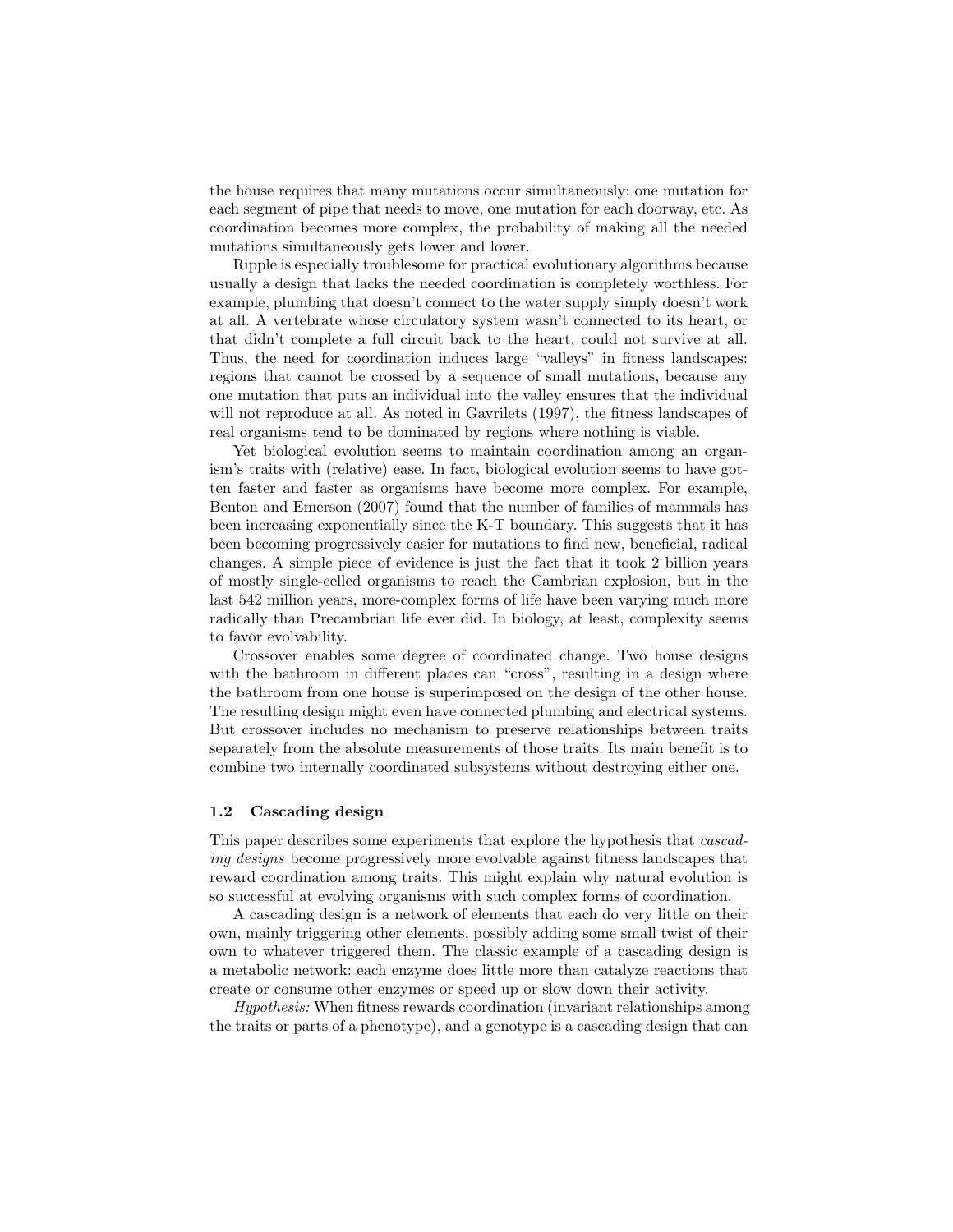the house requires that many mutations occur simultaneously: one mutation for each segment of pipe that needs to move, one mutation for each doorway, etc. As coordination becomes more complex, the probability of making all the needed mutations simultaneously gets lower and lower.

Ripple is especially troublesome for practical evolutionary algorithms because usually a design that lacks the needed coordination is completely worthless. For example, plumbing that doesn't connect to the water supply simply doesn't work at all. A vertebrate whose circulatory system wasn't connected to its heart, or that didn't complete a full circuit back to the heart, could not survive at all. Thus, the need for coordination induces large "valleys" in fitness landscapes: regions that cannot be crossed by a sequence of small mutations, because any one mutation that puts an individual into the valley ensures that the individual will not reproduce at all. As noted in Gavrilets (1997), the fitness landscapes of real organisms tend to be dominated by regions where nothing is viable.

Yet biological evolution seems to maintain coordination among an organism's traits with (relative) ease. In fact, biological evolution seems to have gotten faster and faster as organisms have become more complex. For example, Benton and Emerson (2007) found that the number of families of mammals has been increasing exponentially since the K-T boundary. This suggests that it has been becoming progressively easier for mutations to find new, beneficial, radical changes. A simple piece of evidence is just the fact that it took 2 billion years of mostly single-celled organisms to reach the Cambrian explosion, but in the last 542 million years, more-complex forms of life have been varying much more radically than Precambrian life ever did. In biology, at least, complexity seems to favor evolvability.

Crossover enables some degree of coordinated change. Two house designs with the bathroom in different places can "cross", resulting in a design where the bathroom from one house is superimposed on the design of the other house. The resulting design might even have connected plumbing and electrical systems. But crossover includes no mechanism to preserve relationships between traits separately from the absolute measurements of those traits. Its main benefit is to combine two internally coordinated subsystems without destroying either one.

### 1.2 Cascading design

This paper describes some experiments that explore the hypothesis that *cascading designs* become progressively more evolvable against fitness landscapes that reward coordination among traits. This might explain why natural evolution is so successful at evolving organisms with such complex forms of coordination.

A cascading design is a network of elements that each do very little on their own, mainly triggering other elements, possibly adding some small twist of their own to whatever triggered them. The classic example of a cascading design is a metabolic network: each enzyme does little more than catalyze reactions that create or consume other enzymes or speed up or slow down their activity.

*Hypothesis:* When fitness rewards coordination (invariant relationships among the traits or parts of a phenotype), and a genotype is a cascading design that can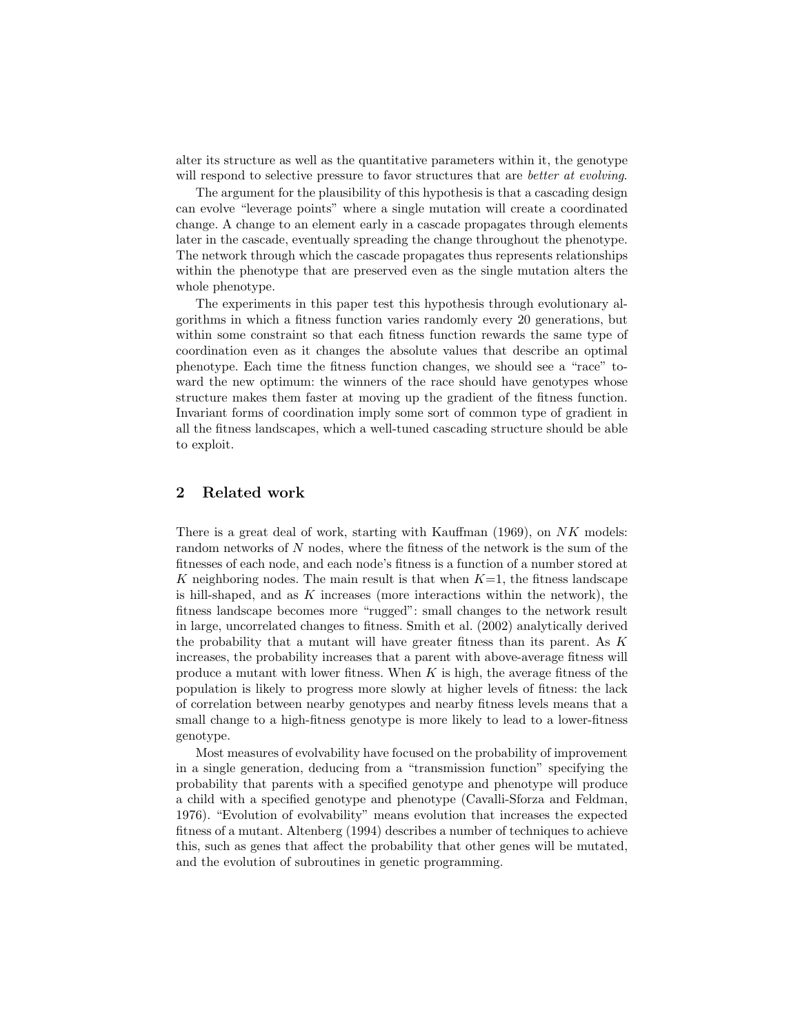alter its structure as well as the quantitative parameters within it, the genotype will respond to selective pressure to favor structures that are *better at evolving*.

The argument for the plausibility of this hypothesis is that a cascading design can evolve "leverage points" where a single mutation will create a coordinated change. A change to an element early in a cascade propagates through elements later in the cascade, eventually spreading the change throughout the phenotype. The network through which the cascade propagates thus represents relationships within the phenotype that are preserved even as the single mutation alters the whole phenotype.

The experiments in this paper test this hypothesis through evolutionary algorithms in which a fitness function varies randomly every 20 generations, but within some constraint so that each fitness function rewards the same type of coordination even as it changes the absolute values that describe an optimal phenotype. Each time the fitness function changes, we should see a "race" toward the new optimum: the winners of the race should have genotypes whose structure makes them faster at moving up the gradient of the fitness function. Invariant forms of coordination imply some sort of common type of gradient in all the fitness landscapes, which a well-tuned cascading structure should be able to exploit.

## 2 Related work

There is a great deal of work, starting with Kauffman (1969), on $NK$ models: random networks of $N$ nodes, where the fitness of the network is the sum of the fitnesses of each node, and each node's fitness is a function of a number stored at $K$ neighboring nodes. The main result is that when $K$=1, the fitness landscape is hill-shaped, and as $K$ increases (more interactions within the network), the fitness landscape becomes more "rugged": small changes to the network result in large, uncorrelated changes to fitness. Smith et al. (2002) analytically derived the probability that a mutant will have greater fitness than its parent. As $K$ increases, the probability increases that a parent with above-average fitness will produce a mutant with lower fitness. When $K$ is high, the average fitness of the population is likely to progress more slowly at higher levels of fitness: the lack of correlation between nearby genotypes and nearby fitness levels means that a small change to a high-fitness genotype is more likely to lead to a lower-fitness genotype.

Most measures of evolvability have focused on the probability of improvement in a single generation, deducing from a "transmission function" specifying the probability that parents with a specified genotype and phenotype will produce a child with a specified genotype and phenotype (Cavalli-Sforza and Feldman, 1976). "Evolution of evolvability" means evolution that increases the expected fitness of a mutant. Altenberg (1994) describes a number of techniques to achieve this, such as genes that affect the probability that other genes will be mutated, and the evolution of subroutines in genetic programming.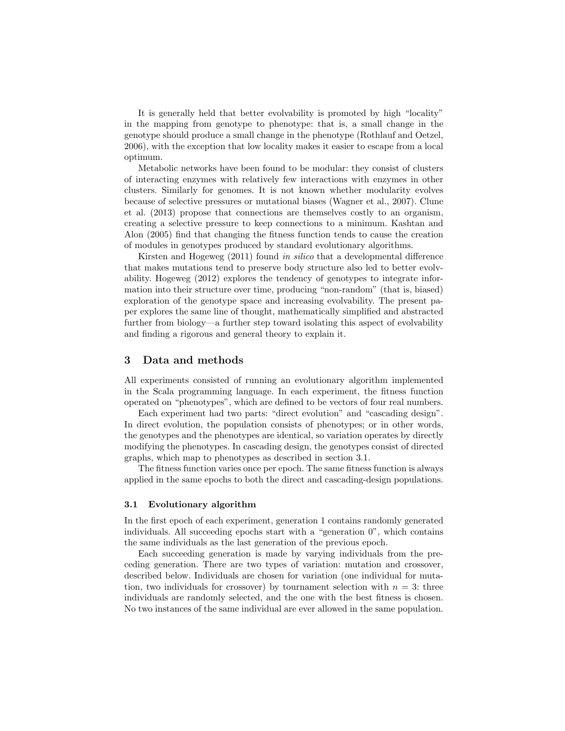It is generally held that better evolvability is promoted by high "locality" in the mapping from genotype to phenotype: that is, a small change in the genotype should produce a small change in the phenotype (Rothlauf and Oetzel, 2006), with the exception that low locality makes it easier to escape from a local optimum.

Metabolic networks have been found to be modular: they consist of clusters of interacting enzymes with relatively few interactions with enzymes in other clusters. Similarly for genomes. It is not known whether modularity evolves because of selective pressures or mutational biases (Wagner et al., 2007). Clune et al. (2013) propose that connections are themselves costly to an organism, creating a selective pressure to keep connections to a minimum. Kashtan and Alon (2005) find that changing the fitness function tends to cause the creation of modules in genotypes produced by standard evolutionary algorithms.

Kirsten and Hogeweg (2011) found *in silico* that a developmental difference that makes mutations tend to preserve body structure also led to better evolvability. Hogeweg (2012) explores the tendency of genotypes to integrate information into their structure over time, producing "non-random" (that is, biased) exploration of the genotype space and increasing evolvability. The present paper explores the same line of thought, mathematically simplified and abstracted further from biology—a further step toward isolating this aspect of evolvability and finding a rigorous and general theory to explain it.

## 3 Data and methods

All experiments consisted of running an evolutionary algorithm implemented in the Scala programming language. In each experiment, the fitness function operated on "phenotypes", which are defined to be vectors of four real numbers.

Each experiment had two parts: "direct evolution" and "cascading design". In direct evolution, the population consists of phenotypes; or in other words, the genotypes and the phenotypes are identical, so variation operates by directly modifying the phenotypes. In cascading design, the genotypes consist of directed graphs, which map to phenotypes as described in section 3.1.

The fitness function varies once per epoch. The same fitness function is always applied in the same epochs to both the direct and cascading-design populations.

### 3.1 Evolutionary algorithm

In the first epoch of each experiment, generation 1 contains randomly generated individuals. All succeeding epochs start with a "generation 0", which contains the same individuals as the last generation of the previous epoch.

Each succeeding generation is made by varying individuals from the preceding generation. There are two types of variation: mutation and crossover, described below. Individuals are chosen for variation (one individual for mutation, two individuals for crossover) by tournament selection with $n = 3$: three individuals are randomly selected, and the one with the best fitness is chosen. No two instances of the same individual are ever allowed in the same population.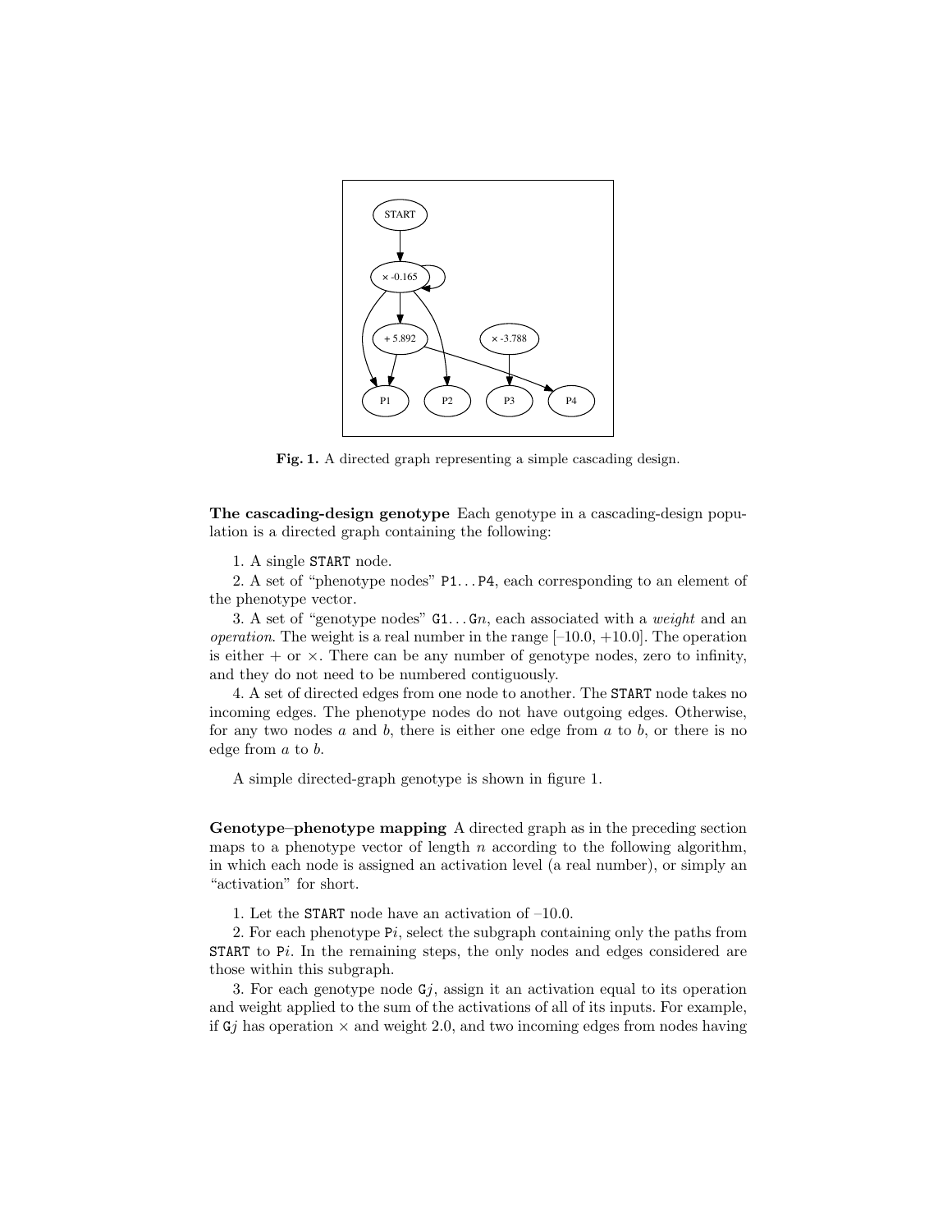**Fig. 1.** A directed graph representing a simple cascading design.

**The cascading-design genotype** Each genotype in a cascading-design population is a directed graph containing the following:

1. A single `START` node.

2. A set of "phenotype nodes" `P1`...`P4`, each corresponding to an element of the phenotype vector.

3. A set of "genotype nodes" `G1`...`G`$n$, each associated with a *weight* and an *operation*. The weight is a real number in the range [–10.0, +10.0]. The operation is either + or ×. There can be any number of genotype nodes, zero to infinity, and they do not need to be numbered contiguously.

4. A set of directed edges from one node to another. The `START` node takes no incoming edges. The phenotype nodes do not have outgoing edges. Otherwise, for any two nodes $a$ and $b$, there is either one edge from $a$ to $b$, or there is no edge from $a$ to $b$.

A simple directed-graph genotype is shown in figure 1.

**Genotype–phenotype mapping** A directed graph as in the preceding section maps to a phenotype vector of length $n$ according to the following algorithm, in which each node is assigned an activation level (a real number), or simply an "activation" for short.

1. Let the `START` node have an activation of –10.0.

2. For each phenotype `P`$i$, select the subgraph containing only the paths from `START` to `P`$i$. In the remaining steps, the only nodes and edges considered are those within this subgraph.

3. For each genotype node `G`$j$, assign it an activation equal to its operation and weight applied to the sum of the activations of all of its inputs. For example, if `G`$j$ has operation × and weight 2.0, and two incoming edges from nodes having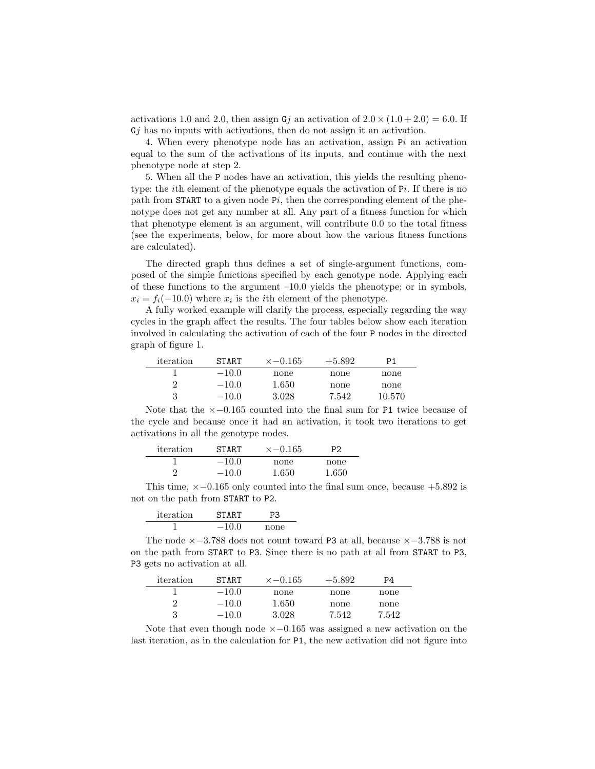activations 1.0 and 2.0, then assign G$j$ an activation of $2.0 \times (1.0 + 2.0) = 6.0$. If G$j$ has no inputs with activations, then do not assign it an activation.

4. When every phenotype node has an activation, assign P$i$ an activation equal to the sum of the activations of its inputs, and continue with the next phenotype node at step 2.

5. When all the P nodes have an activation, this yields the resulting phenotype: the $i$th element of the phenotype equals the activation of P$i$. If there is no path from START to a given node P$i$, then the corresponding element of the phenotype does not get any number at all. Any part of a fitness function for which that phenotype element is an argument, will contribute 0.0 to the total fitness (see the experiments, below, for more about how the various fitness functions are calculated).

The directed graph thus defines a set of single-argument functions, composed of the simple functions specified by each genotype node. Applying each of these functions to the argument –10.0 yields the phenotype; or in symbols, $x_i = f_i(-10.0)$ where $x_i$ is the $i$th element of the phenotype.

A fully worked example will clarify the process, especially regarding the way cycles in the graph affect the results. The four tables below show each iteration involved in calculating the activation of each of the four P nodes in the directed graph of figure 1.

| iteration | START | $\times -0.165$ | $+5.892$ | P1 |
|---|---|---|---|---|
| 1 | $-10.0$ | none | none | none |
| 2 | $-10.0$ | 1.650 | none | none |
| 3 | $-10.0$ | 3.028 | 7.542 | 10.570 |

Note that the $\times -0.165$ counted into the final sum for P1 twice because of the cycle and because once it had an activation, it took two iterations to get activations in all the genotype nodes.

| iteration | START | $\times -0.165$ | P2 |
|---|---|---|---|
| 1 | $-10.0$ | none | none |
| 2 | $-10.0$ | 1.650 | 1.650 |

This time, $\times -0.165$ only counted into the final sum once, because $+5.892$ is not on the path from START to P2.

| iteration | START | P3 |
|---|---|---|
| 1 | $-10.0$ | none |

The node $\times -3.788$ does not count toward P3 at all, because $\times -3.788$ is not on the path from START to P3. Since there is no path at all from START to P3, P3 gets no activation at all.

| iteration | START | $\times -0.165$ | $+5.892$ | P4 |
|---|---|---|---|---|
| 1 | $-10.0$ | none | none | none |
| 2 | $-10.0$ | 1.650 | none | none |
| 3 | $-10.0$ | 3.028 | 7.542 | 7.542 |

Note that even though node $\times -0.165$ was assigned a new activation on the last iteration, as in the calculation for P1, the new activation did not figure into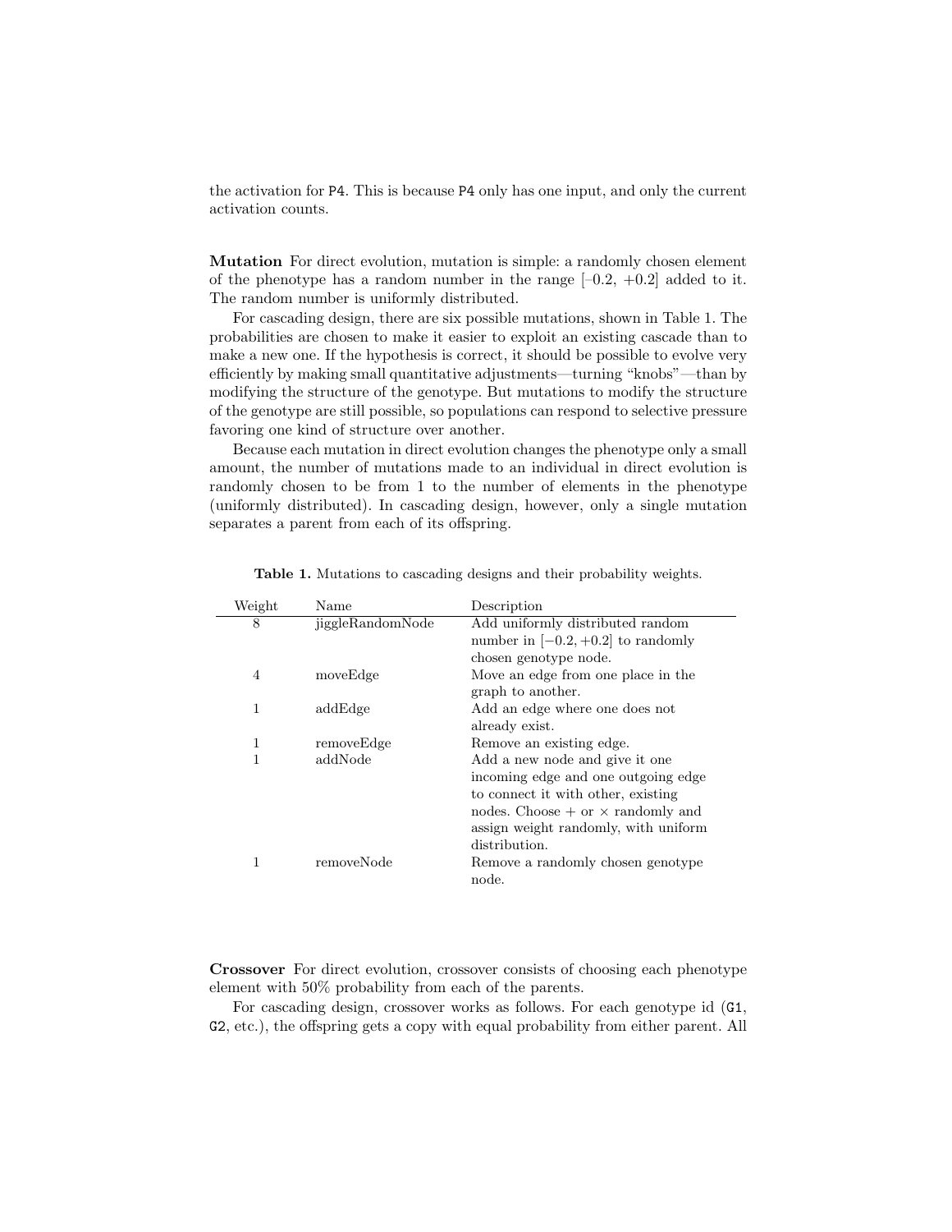the activation for `P4`. This is because `P4` only has one input, and only the current activation counts.

**Mutation** For direct evolution, mutation is simple: a randomly chosen element of the phenotype has a random number in the range [–0.2, +0.2] added to it. The random number is uniformly distributed.

For cascading design, there are six possible mutations, shown in Table 1. The probabilities are chosen to make it easier to exploit an existing cascade than to make a new one. If the hypothesis is correct, it should be possible to evolve very efficiently by making small quantitative adjustments—turning "knobs"—than by modifying the structure of the genotype. But mutations to modify the structure of the genotype are still possible, so populations can respond to selective pressure favoring one kind of structure over another.

Because each mutation in direct evolution changes the phenotype only a small amount, the number of mutations made to an individual in direct evolution is randomly chosen to be from 1 to the number of elements in the phenotype (uniformly distributed). In cascading design, however, only a single mutation separates a parent from each of its offspring.

**Table 1.** Mutations to cascading designs and their probability weights.

| Weight | Name | Description |
|---|---|---|
| 8 | jiggleRandomNode | Add uniformly distributed random number in $[-0.2, +0.2]$ to randomly chosen genotype node. |
| 4 | moveEdge | Move an edge from one place in the graph to another. |
| 1 | addEdge | Add an edge where one does not already exist. |
| 1 | removeEdge | Remove an existing edge. |
| 1 | addNode | Add a new node and give it one incoming edge and one outgoing edge to connect it with other, existing nodes. Choose $+$ or $\times$ randomly and assign weight randomly, with uniform distribution. |
| 1 | removeNode | Remove a randomly chosen genotype node. |

**Crossover** For direct evolution, crossover consists of choosing each phenotype element with 50% probability from each of the parents.

For cascading design, crossover works as follows. For each genotype id (`G1`, `G2`, etc.), the offspring gets a copy with equal probability from either parent. All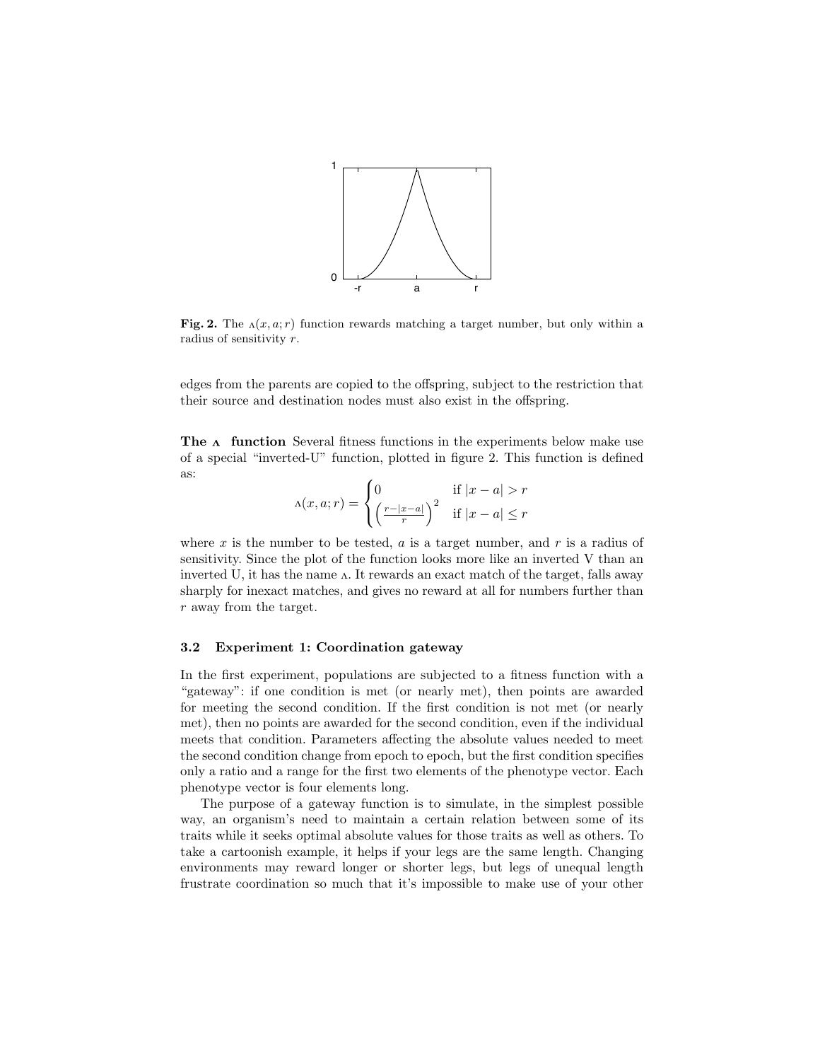**Fig. 2.** The $\Lambda(x, a; r)$ function rewards matching a target number, but only within a radius of sensitivity $r$.

edges from the parents are copied to the offspring, subject to the restriction that their source and destination nodes must also exist in the offspring.

**The $\Lambda$ function** Several fitness functions in the experiments below make use of a special "inverted-U" function, plotted in figure 2. This function is defined as:

$$\Lambda(x, a; r) = \begin{cases} 0 & \text{if } |x - a| > r \\ \left(\frac{r - |x-a|}{r}\right)^2 & \text{if } |x - a| \leq r \end{cases}$$

where $x$ is the number to be tested, $a$ is a target number, and $r$ is a radius of sensitivity. Since the plot of the function looks more like an inverted V than an inverted U, it has the name $\Lambda$. It rewards an exact match of the target, falls away sharply for inexact matches, and gives no reward at all for numbers further than $r$ away from the target.

### 3.2 Experiment 1: Coordination gateway

In the first experiment, populations are subjected to a fitness function with a "gateway": if one condition is met (or nearly met), then points are awarded for meeting the second condition. If the first condition is not met (or nearly met), then no points are awarded for the second condition, even if the individual meets that condition. Parameters affecting the absolute values needed to meet the second condition change from epoch to epoch, but the first condition specifies only a ratio and a range for the first two elements of the phenotype vector. Each phenotype vector is four elements long.

The purpose of a gateway function is to simulate, in the simplest possible way, an organism's need to maintain a certain relation between some of its traits while it seeks optimal absolute values for those traits as well as others. To take a cartoonish example, it helps if your legs are the same length. Changing environments may reward longer or shorter legs, but legs of unequal length frustrate coordination so much that it's impossible to make use of your other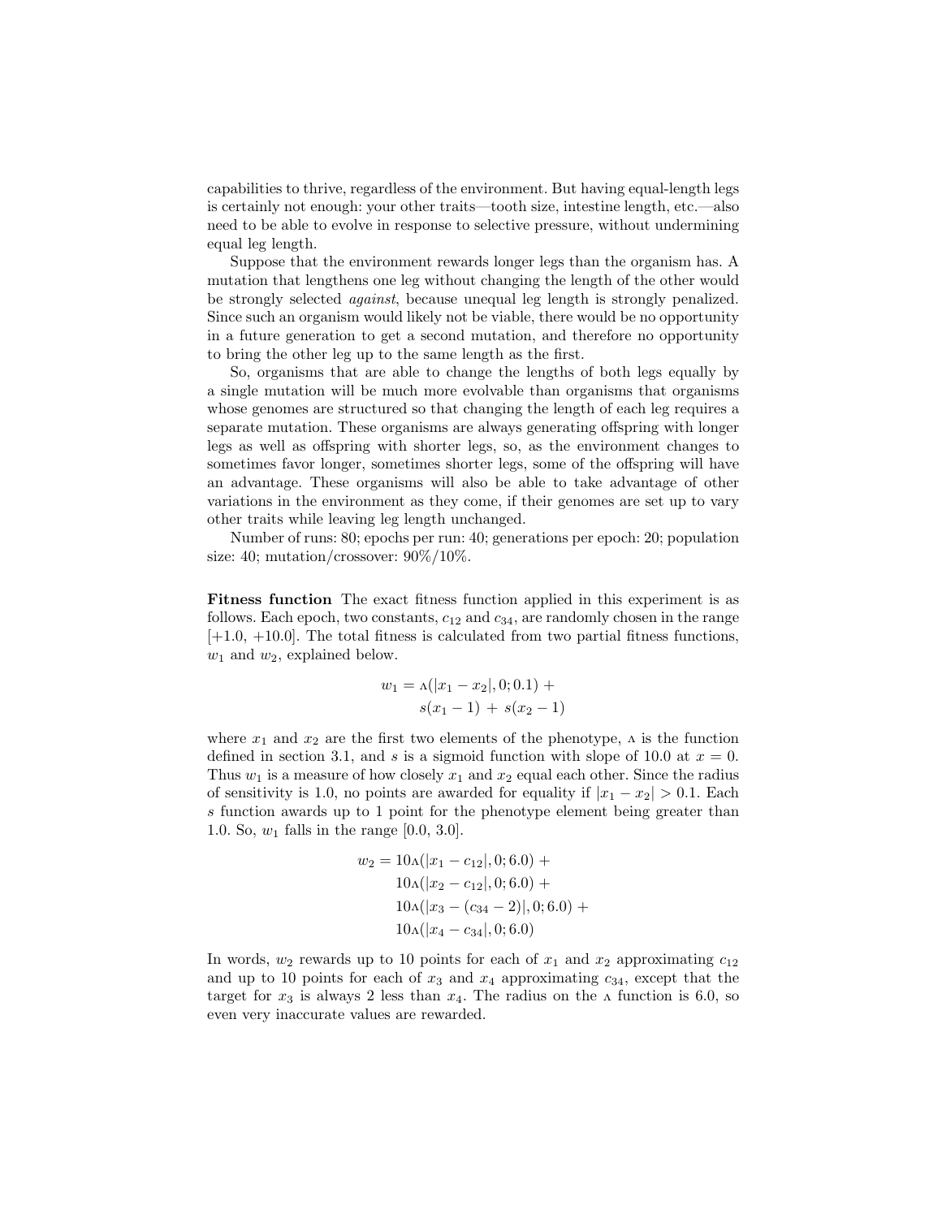capabilities to thrive, regardless of the environment. But having equal-length legs is certainly not enough: your other traits—tooth size, intestine length, etc.—also need to be able to evolve in response to selective pressure, without undermining equal leg length.

Suppose that the environment rewards longer legs than the organism has. A mutation that lengthens one leg without changing the length of the other would be strongly selected *against*, because unequal leg length is strongly penalized. Since such an organism would likely not be viable, there would be no opportunity in a future generation to get a second mutation, and therefore no opportunity to bring the other leg up to the same length as the first.

So, organisms that are able to change the lengths of both legs equally by a single mutation will be much more evolvable than organisms that organisms whose genomes are structured so that changing the length of each leg requires a separate mutation. These organisms are always generating offspring with longer legs as well as offspring with shorter legs, so, as the environment changes to sometimes favor longer, sometimes shorter legs, some of the offspring will have an advantage. These organisms will also be able to take advantage of other variations in the environment as they come, if their genomes are set up to vary other traits while leaving leg length unchanged.

Number of runs: 80; epochs per run: 40; generations per epoch: 20; population size: 40; mutation/crossover: 90%/10%.

**Fitness function** The exact fitness function applied in this experiment is as follows. Each epoch, two constants, $c_{12}$ and $c_{34}$, are randomly chosen in the range $[+1.0, +10.0]$. The total fitness is calculated from two partial fitness functions, $w_1$ and $w_2$, explained below.

$$w_1 = \Lambda(|x_1 - x_2|, 0; 0.1) + s(x_1 - 1) + s(x_2 - 1)$$

where $x_1$ and $x_2$ are the first two elements of the phenotype, $\Lambda$ is the function defined in section 3.1, and $s$ is a sigmoid function with slope of 10.0 at $x = 0$. Thus $w_1$ is a measure of how closely $x_1$ and $x_2$ equal each other. Since the radius of sensitivity is 1.0, no points are awarded for equality if $|x_1 - x_2| > 0.1$. Each $s$ function awards up to 1 point for the phenotype element being greater than 1.0. So, $w_1$ falls in the range $[0.0, 3.0]$.

$$\begin{aligned} w_2 = \; & 10\Lambda(|x_1 - c_{12}|, 0; 6.0) + \\ & 10\Lambda(|x_2 - c_{12}|, 0; 6.0) + \\ & 10\Lambda(|x_3 - (c_{34} - 2)|, 0; 6.0) + \\ & 10\Lambda(|x_4 - c_{34}|, 0; 6.0) \end{aligned}$$

In words, $w_2$ rewards up to 10 points for each of $x_1$ and $x_2$ approximating $c_{12}$ and up to 10 points for each of $x_3$ and $x_4$ approximating $c_{34}$, except that the target for $x_3$ is always 2 less than $x_4$. The radius on the $\Lambda$ function is 6.0, so even very inaccurate values are rewarded.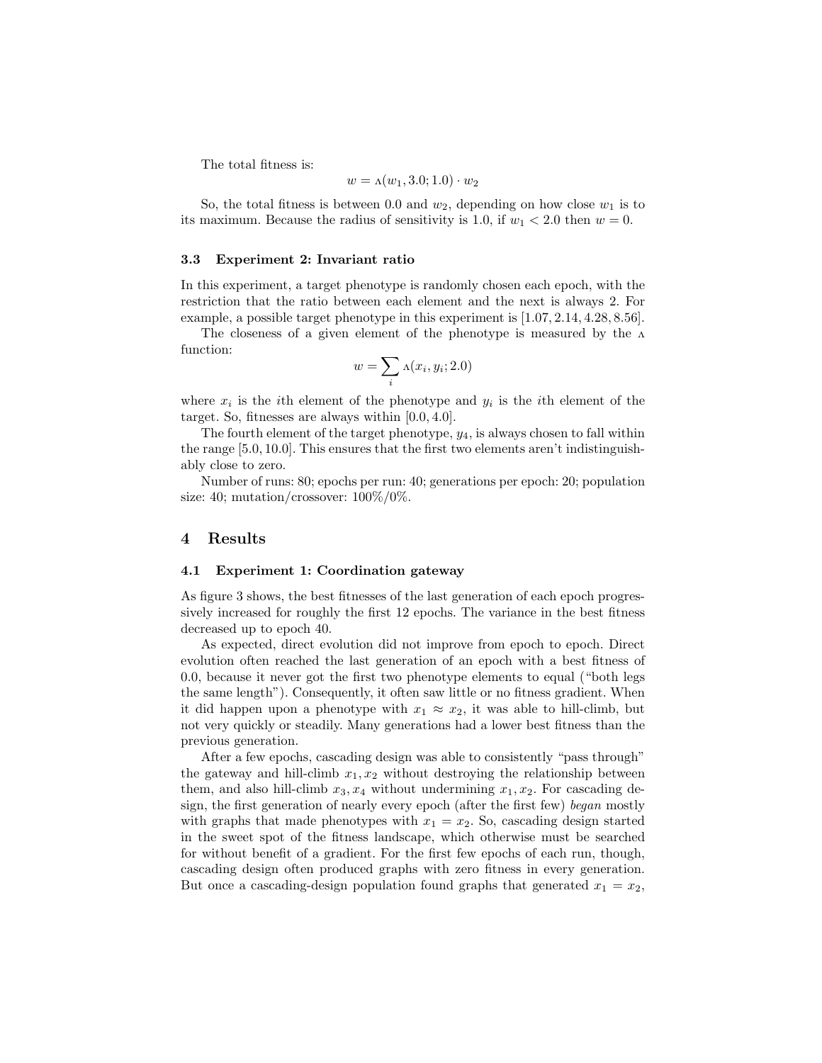The total fitness is:

$$w = \Lambda(w_1, 3.0; 1.0) \cdot w_2$$

So, the total fitness is between 0.0 and $w_2$, depending on how close $w_1$ is to its maximum. Because the radius of sensitivity is 1.0, if $w_1 < 2.0$ then $w = 0$.

### 3.3 Experiment 2: Invariant ratio

In this experiment, a target phenotype is randomly chosen each epoch, with the restriction that the ratio between each element and the next is always 2. For example, a possible target phenotype in this experiment is $[1.07, 2.14, 4.28, 8.56]$.

The closeness of a given element of the phenotype is measured by the $\Lambda$ function:

$$w = \sum_i \Lambda(x_i, y_i; 2.0)$$

where $x_i$ is the $i$th element of the phenotype and $y_i$ is the $i$th element of the target. So, fitnesses are always within $[0.0, 4.0]$.

The fourth element of the target phenotype, $y_4$, is always chosen to fall within the range $[5.0, 10.0]$. This ensures that the first two elements aren't indistinguishably close to zero.

Number of runs: 80; epochs per run: 40; generations per epoch: 20; population size: 40; mutation/crossover: 100%/0%.

## 4 Results

### 4.1 Experiment 1: Coordination gateway

As figure 3 shows, the best fitnesses of the last generation of each epoch progressively increased for roughly the first 12 epochs. The variance in the best fitness decreased up to epoch 40.

As expected, direct evolution did not improve from epoch to epoch. Direct evolution often reached the last generation of an epoch with a best fitness of 0.0, because it never got the first two phenotype elements to equal ("both legs the same length"). Consequently, it often saw little or no fitness gradient. When it did happen upon a phenotype with $x_1 \approx x_2$, it was able to hill-climb, but not very quickly or steadily. Many generations had a lower best fitness than the previous generation.

After a few epochs, cascading design was able to consistently "pass through" the gateway and hill-climb $x_1, x_2$ without destroying the relationship between them, and also hill-climb $x_3, x_4$ without undermining $x_1, x_2$. For cascading design, the first generation of nearly every epoch (after the first few) *began* mostly with graphs that made phenotypes with $x_1 = x_2$. So, cascading design started in the sweet spot of the fitness landscape, which otherwise must be searched for without benefit of a gradient. For the first few epochs of each run, though, cascading design often produced graphs with zero fitness in every generation. But once a cascading-design population found graphs that generated $x_1 = x_2$,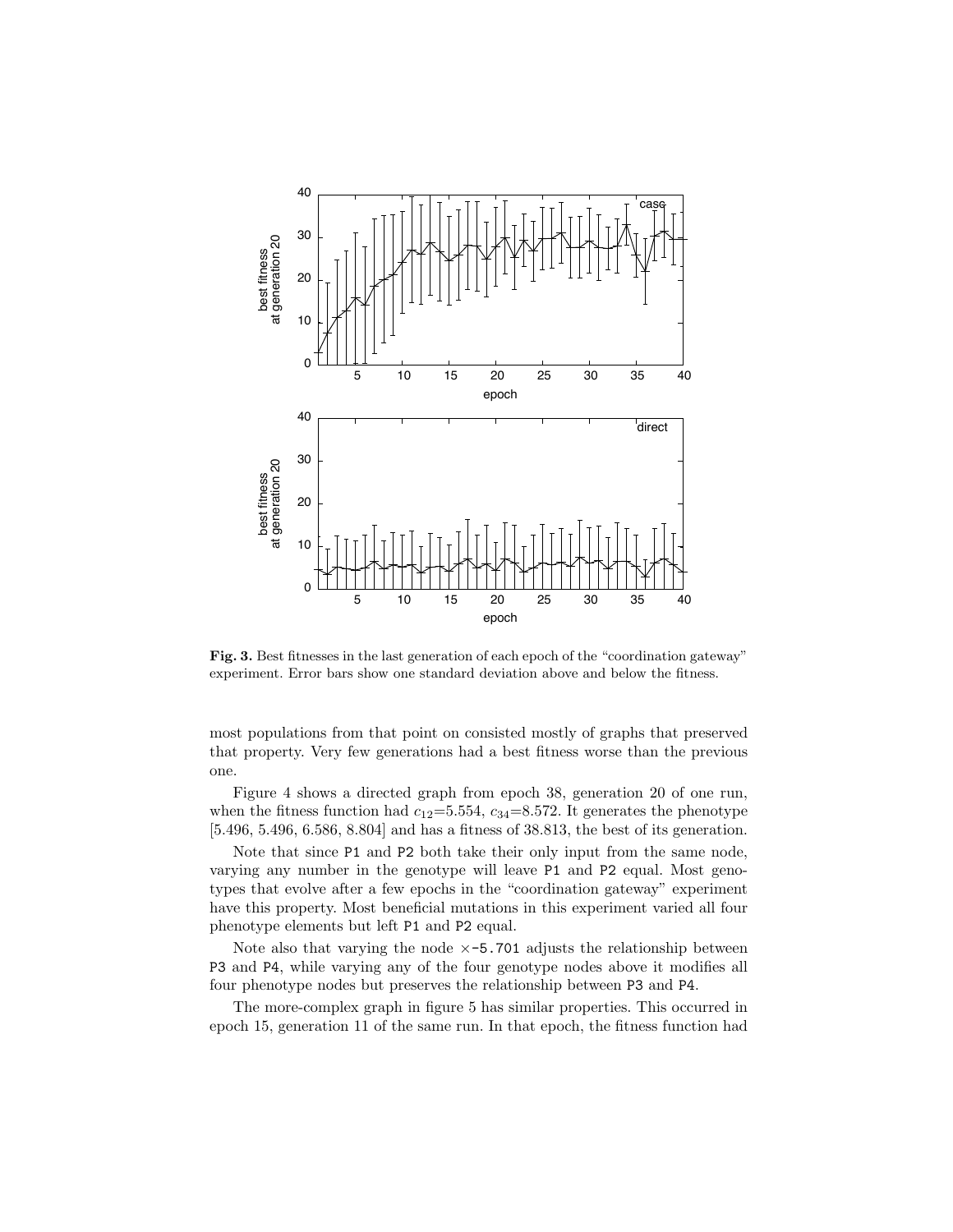**Fig. 3.** Best fitnesses in the last generation of each epoch of the "coordination gateway" experiment. Error bars show one standard deviation above and below the fitness.

most populations from that point on consisted mostly of graphs that preserved that property. Very few generations had a best fitness worse than the previous one.

Figure 4 shows a directed graph from epoch 38, generation 20 of one run, when the fitness function had $c_{12}$=5.554, $c_{34}$=8.572. It generates the phenotype [5.496, 5.496, 6.586, 8.804] and has a fitness of 38.813, the best of its generation.

Note that since `P1` and `P2` both take their only input from the same node, varying any number in the genotype will leave `P1` and `P2` equal. Most genotypes that evolve after a few epochs in the "coordination gateway" experiment have this property. Most beneficial mutations in this experiment varied all four phenotype elements but left `P1` and `P2` equal.

Note also that varying the node `×-5.701` adjusts the relationship between `P3` and `P4`, while varying any of the four genotype nodes above it modifies all four phenotype nodes but preserves the relationship between `P3` and `P4`.

The more-complex graph in figure 5 has similar properties. This occurred in epoch 15, generation 11 of the same run. In that epoch, the fitness function had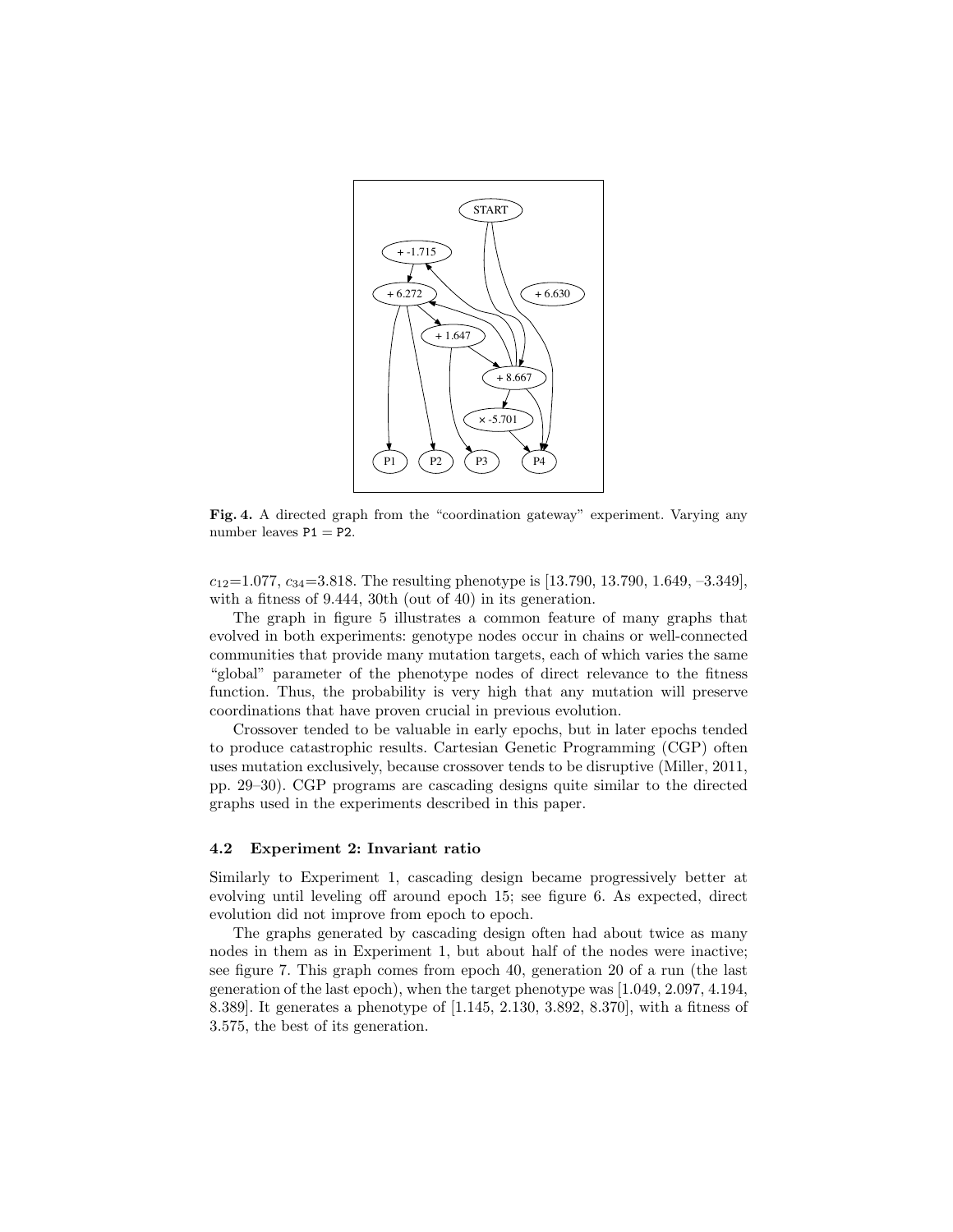**Fig. 4.** A directed graph from the "coordination gateway" experiment. Varying any number leaves P1 = P2.

$c_{12}$=1.077, $c_{34}$=3.818. The resulting phenotype is [13.790, 13.790, 1.649, –3.349], with a fitness of 9.444, 30th (out of 40) in its generation.

The graph in figure 5 illustrates a common feature of many graphs that evolved in both experiments: genotype nodes occur in chains or well-connected communities that provide many mutation targets, each of which varies the same "global" parameter of the phenotype nodes of direct relevance to the fitness function. Thus, the probability is very high that any mutation will preserve coordinations that have proven crucial in previous evolution.

Crossover tended to be valuable in early epochs, but in later epochs tended to produce catastrophic results. Cartesian Genetic Programming (CGP) often uses mutation exclusively, because crossover tends to be disruptive (Miller, 2011, pp. 29–30). CGP programs are cascading designs quite similar to the directed graphs used in the experiments described in this paper.

### 4.2 Experiment 2: Invariant ratio

Similarly to Experiment 1, cascading design became progressively better at evolving until leveling off around epoch 15; see figure 6. As expected, direct evolution did not improve from epoch to epoch.

The graphs generated by cascading design often had about twice as many nodes in them as in Experiment 1, but about half of the nodes were inactive; see figure 7. This graph comes from epoch 40, generation 20 of a run (the last generation of the last epoch), when the target phenotype was [1.049, 2.097, 4.194, 8.389]. It generates a phenotype of [1.145, 2.130, 3.892, 8.370], with a fitness of 3.575, the best of its generation.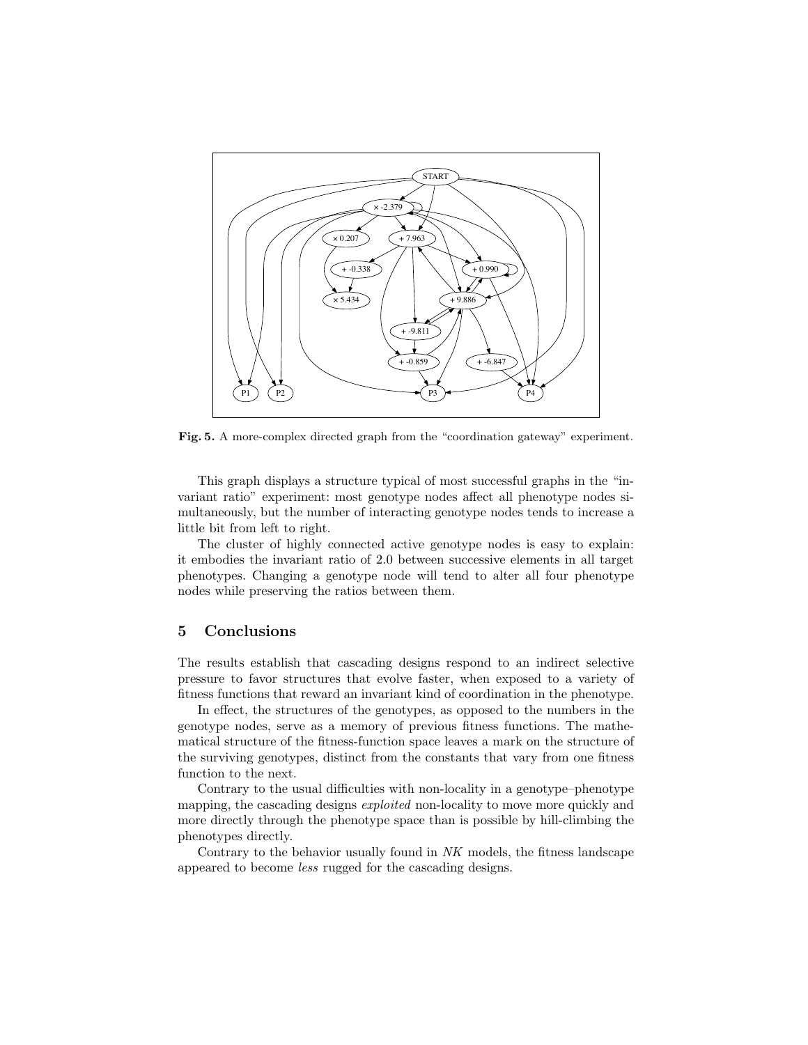**Fig. 5.** A more-complex directed graph from the "coordination gateway" experiment.

This graph displays a structure typical of most successful graphs in the "invariant ratio" experiment: most genotype nodes affect all phenotype nodes simultaneously, but the number of interacting genotype nodes tends to increase a little bit from left to right.

The cluster of highly connected active genotype nodes is easy to explain: it embodies the invariant ratio of 2.0 between successive elements in all target phenotypes. Changing a genotype node will tend to alter all four phenotype nodes while preserving the ratios between them.

## 5 Conclusions

The results establish that cascading designs respond to an indirect selective pressure to favor structures that evolve faster, when exposed to a variety of fitness functions that reward an invariant kind of coordination in the phenotype.

In effect, the structures of the genotypes, as opposed to the numbers in the genotype nodes, serve as a memory of previous fitness functions. The mathematical structure of the fitness-function space leaves a mark on the structure of the surviving genotypes, distinct from the constants that vary from one fitness function to the next.

Contrary to the usual difficulties with non-locality in a genotype–phenotype mapping, the cascading designs *exploited* non-locality to move more quickly and more directly through the phenotype space than is possible by hill-climbing the phenotypes directly.

Contrary to the behavior usually found in *NK* models, the fitness landscape appeared to become *less* rugged for the cascading designs.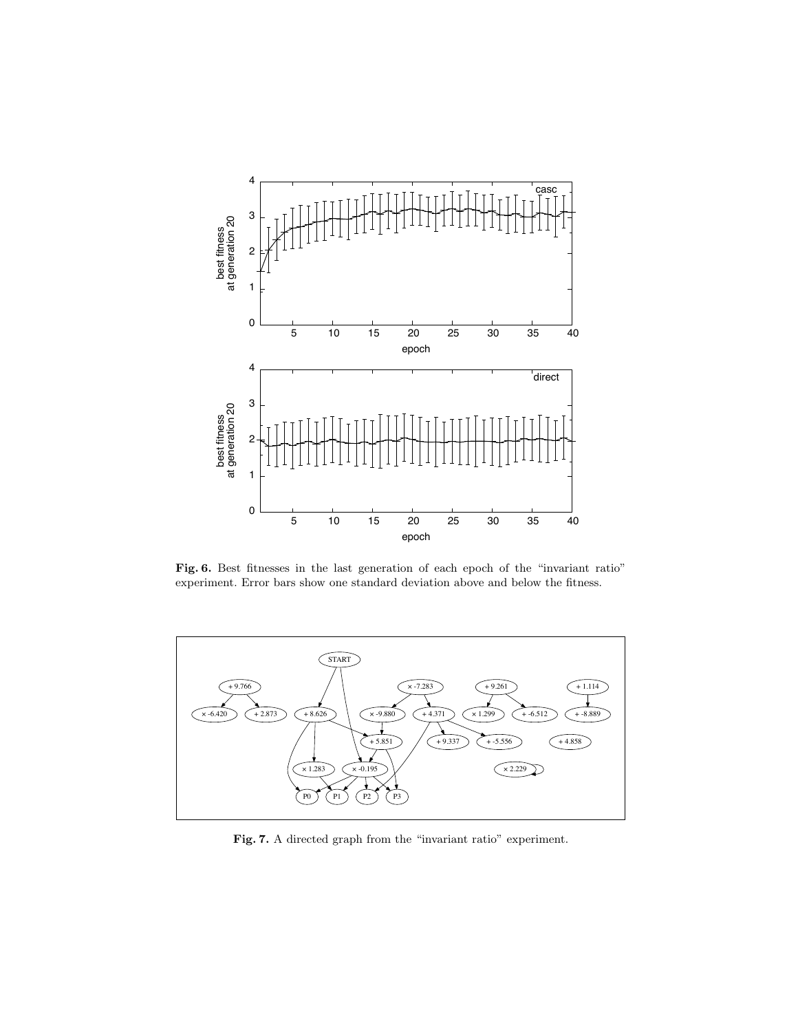**Fig. 6.** Best fitnesses in the last generation of each epoch of the "invariant ratio" experiment. Error bars show one standard deviation above and below the fitness.

**Fig. 7.** A directed graph from the "invariant ratio" experiment.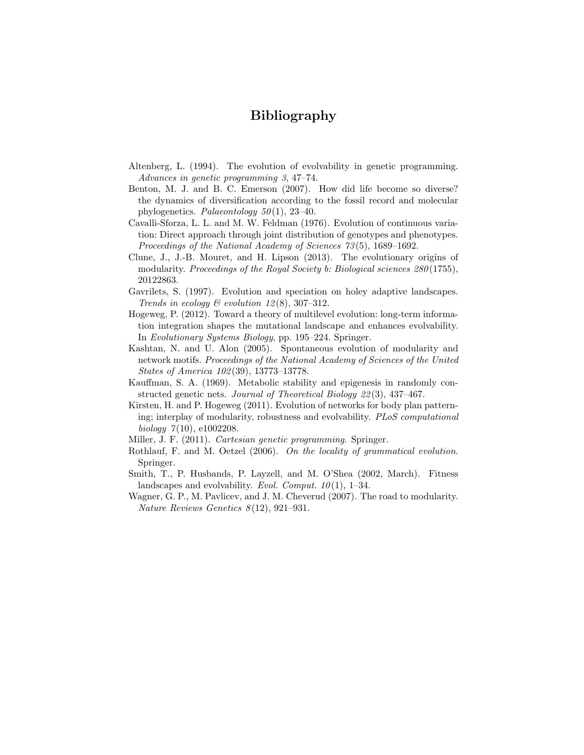# Bibliography

Altenberg, L. (1994). The evolution of evolvability in genetic programming. *Advances in genetic programming 3*, 47–74.

Benton, M. J. and B. C. Emerson (2007). How did life become so diverse? the dynamics of diversification according to the fossil record and molecular phylogenetics. *Palaeontology 50*(1), 23–40.

Cavalli-Sforza, L. L. and M. W. Feldman (1976). Evolution of continuous variation: Direct approach through joint distribution of genotypes and phenotypes. *Proceedings of the National Academy of Sciences 73*(5), 1689–1692.

Clune, J., J.-B. Mouret, and H. Lipson (2013). The evolutionary origins of modularity. *Proceedings of the Royal Society b: Biological sciences 280*(1755), 20122863.

Gavrilets, S. (1997). Evolution and speciation on holey adaptive landscapes. *Trends in ecology & evolution 12*(8), 307–312.

Hogeweg, P. (2012). Toward a theory of multilevel evolution: long-term information integration shapes the mutational landscape and enhances evolvability. In *Evolutionary Systems Biology*, pp. 195–224. Springer.

Kashtan, N. and U. Alon (2005). Spontaneous evolution of modularity and network motifs. *Proceedings of the National Academy of Sciences of the United States of America 102*(39), 13773–13778.

Kauffman, S. A. (1969). Metabolic stability and epigenesis in randomly constructed genetic nets. *Journal of Theoretical Biology 22*(3), 437–467.

Kirsten, H. and P. Hogeweg (2011). Evolution of networks for body plan patterning; interplay of modularity, robustness and evolvability. *PLoS computational biology 7*(10), e1002208.

Miller, J. F. (2011). *Cartesian genetic programming*. Springer.

Rothlauf, F. and M. Oetzel (2006). *On the locality of grammatical evolution*. Springer.

Smith, T., P. Husbands, P. Layzell, and M. O'Shea (2002, March). Fitness landscapes and evolvability. *Evol. Comput. 10*(1), 1–34.

Wagner, G. P., M. Pavlicev, and J. M. Cheverud (2007). The road to modularity. *Nature Reviews Genetics 8*(12), 921–931.